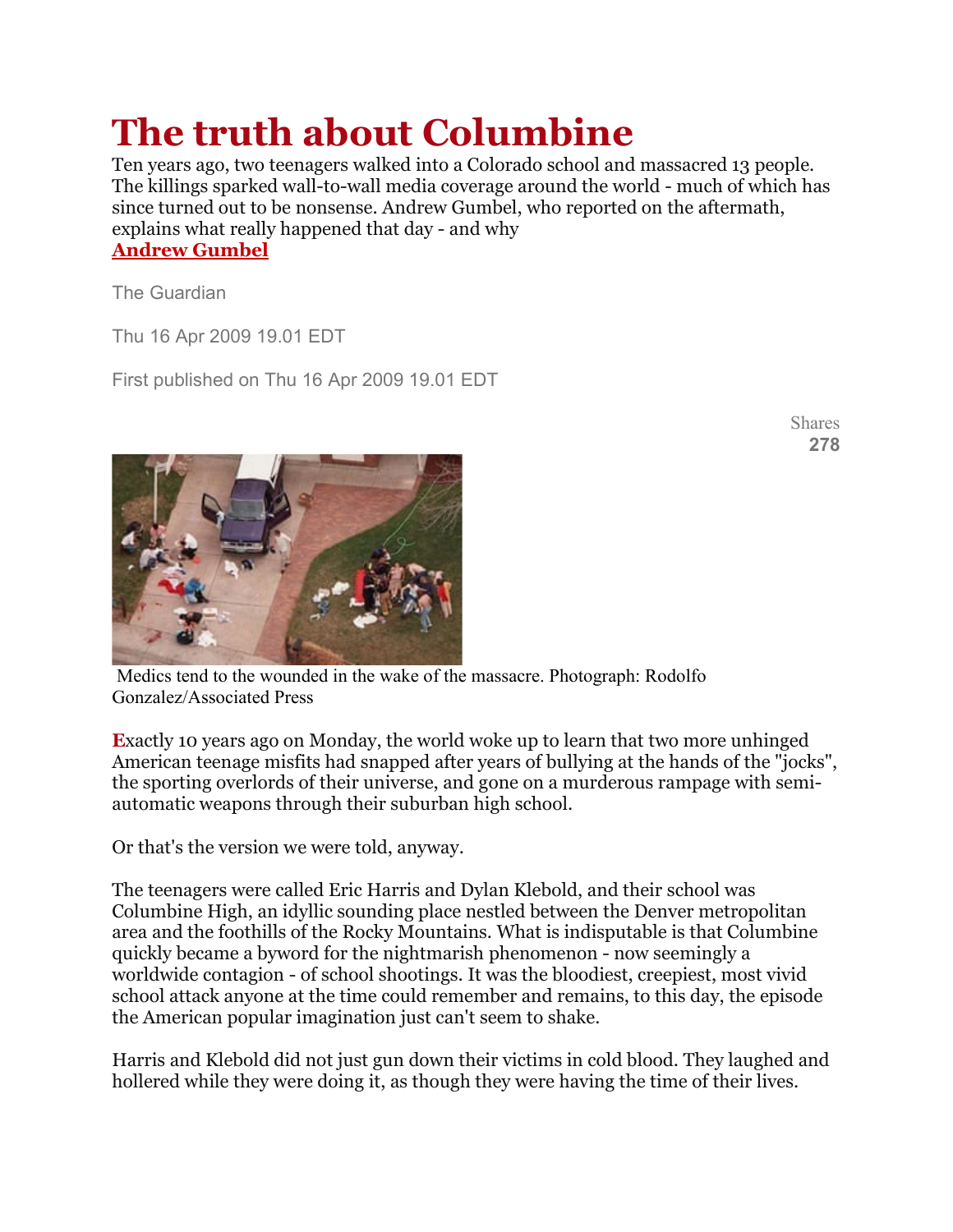# The truth about Columbine

Ten years ago, two teenagers walked into a Colorado school and massacred 13 people. The killings sparked wall-to-wall media coverage around the world - much of which has since turned out to be nonsense. Andrew Gumbel, who reported on the aftermath, explains what really happened that day - and why

**Andrew Gumbel**

The Guardian

Thu 16 Apr 2009 19.01 EDT

First published on Thu 16 Apr 2009 19.01 EDT

Shares
278

Medics tend to the wounded in the wake of the massacre. Photograph: Rodolfo Gonzalez/Associated Press

Exactly 10 years ago on Monday, the world woke up to learn that two more unhinged American teenage misfits had snapped after years of bullying at the hands of the "jocks", the sporting overlords of their universe, and gone on a murderous rampage with semi-automatic weapons through their suburban high school.

Or that's the version we were told, anyway.

The teenagers were called Eric Harris and Dylan Klebold, and their school was Columbine High, an idyllic sounding place nestled between the Denver metropolitan area and the foothills of the Rocky Mountains. What is indisputable is that Columbine quickly became a byword for the nightmarish phenomenon - now seemingly a worldwide contagion - of school shootings. It was the bloodiest, creepiest, most vivid school attack anyone at the time could remember and remains, to this day, the episode the American popular imagination just can't seem to shake.

Harris and Klebold did not just gun down their victims in cold blood. They laughed and hollered while they were doing it, as though they were having the time of their lives.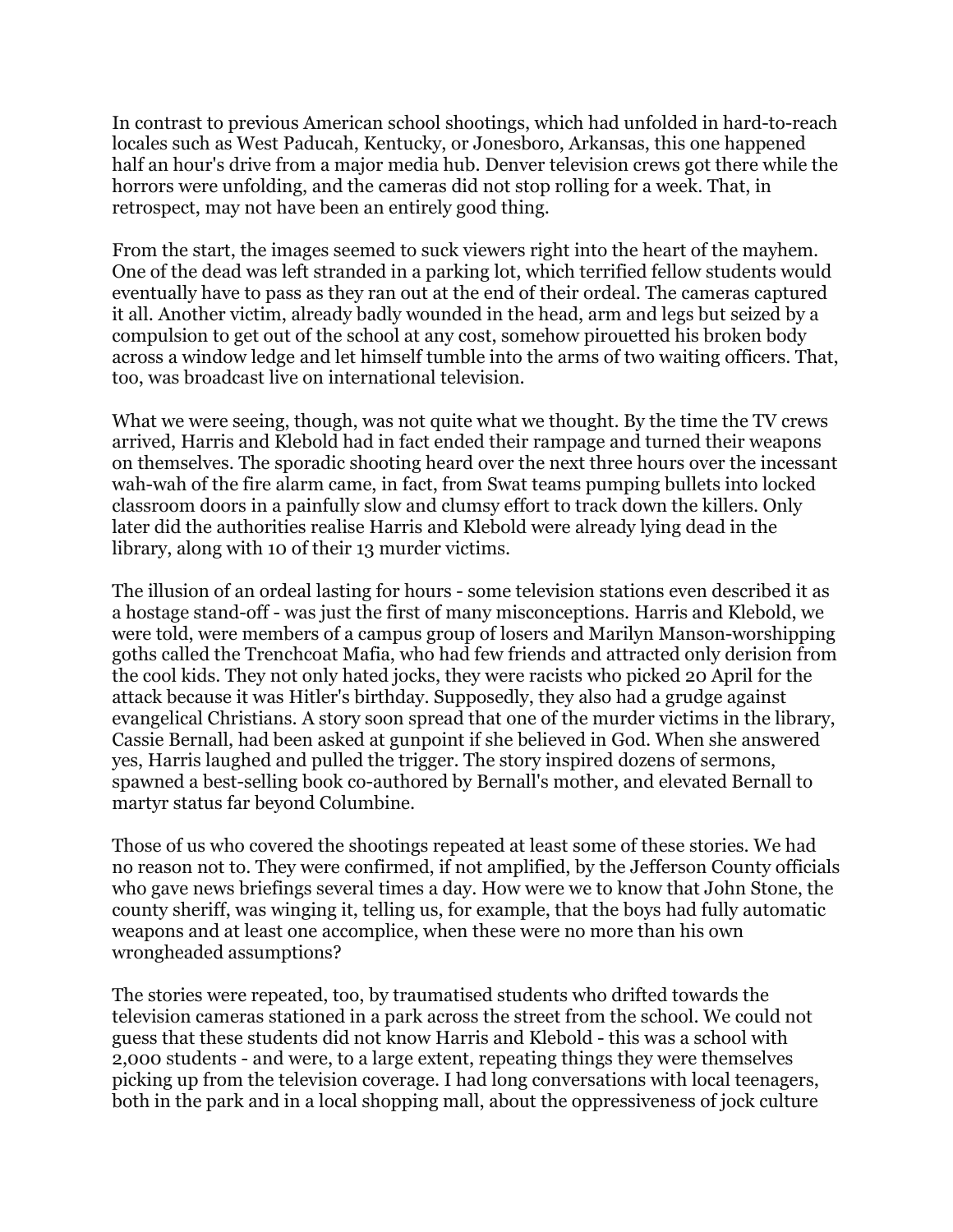In contrast to previous American school shootings, which had unfolded in hard-to-reach locales such as West Paducah, Kentucky, or Jonesboro, Arkansas, this one happened half an hour's drive from a major media hub. Denver television crews got there while the horrors were unfolding, and the cameras did not stop rolling for a week. That, in retrospect, may not have been an entirely good thing.

From the start, the images seemed to suck viewers right into the heart of the mayhem. One of the dead was left stranded in a parking lot, which terrified fellow students would eventually have to pass as they ran out at the end of their ordeal. The cameras captured it all. Another victim, already badly wounded in the head, arm and legs but seized by a compulsion to get out of the school at any cost, somehow pirouetted his broken body across a window ledge and let himself tumble into the arms of two waiting officers. That, too, was broadcast live on international television.

What we were seeing, though, was not quite what we thought. By the time the TV crews arrived, Harris and Klebold had in fact ended their rampage and turned their weapons on themselves. The sporadic shooting heard over the next three hours over the incessant wah-wah of the fire alarm came, in fact, from Swat teams pumping bullets into locked classroom doors in a painfully slow and clumsy effort to track down the killers. Only later did the authorities realise Harris and Klebold were already lying dead in the library, along with 10 of their 13 murder victims.

The illusion of an ordeal lasting for hours - some television stations even described it as a hostage stand-off - was just the first of many misconceptions. Harris and Klebold, we were told, were members of a campus group of losers and Marilyn Manson-worshipping goths called the Trenchcoat Mafia, who had few friends and attracted only derision from the cool kids. They not only hated jocks, they were racists who picked 20 April for the attack because it was Hitler's birthday. Supposedly, they also had a grudge against evangelical Christians. A story soon spread that one of the murder victims in the library, Cassie Bernall, had been asked at gunpoint if she believed in God. When she answered yes, Harris laughed and pulled the trigger. The story inspired dozens of sermons, spawned a best-selling book co-authored by Bernall's mother, and elevated Bernall to martyr status far beyond Columbine.

Those of us who covered the shootings repeated at least some of these stories. We had no reason not to. They were confirmed, if not amplified, by the Jefferson County officials who gave news briefings several times a day. How were we to know that John Stone, the county sheriff, was winging it, telling us, for example, that the boys had fully automatic weapons and at least one accomplice, when these were no more than his own wrongheaded assumptions?

The stories were repeated, too, by traumatised students who drifted towards the television cameras stationed in a park across the street from the school. We could not guess that these students did not know Harris and Klebold - this was a school with 2,000 students - and were, to a large extent, repeating things they were themselves picking up from the television coverage. I had long conversations with local teenagers, both in the park and in a local shopping mall, about the oppressiveness of jock culture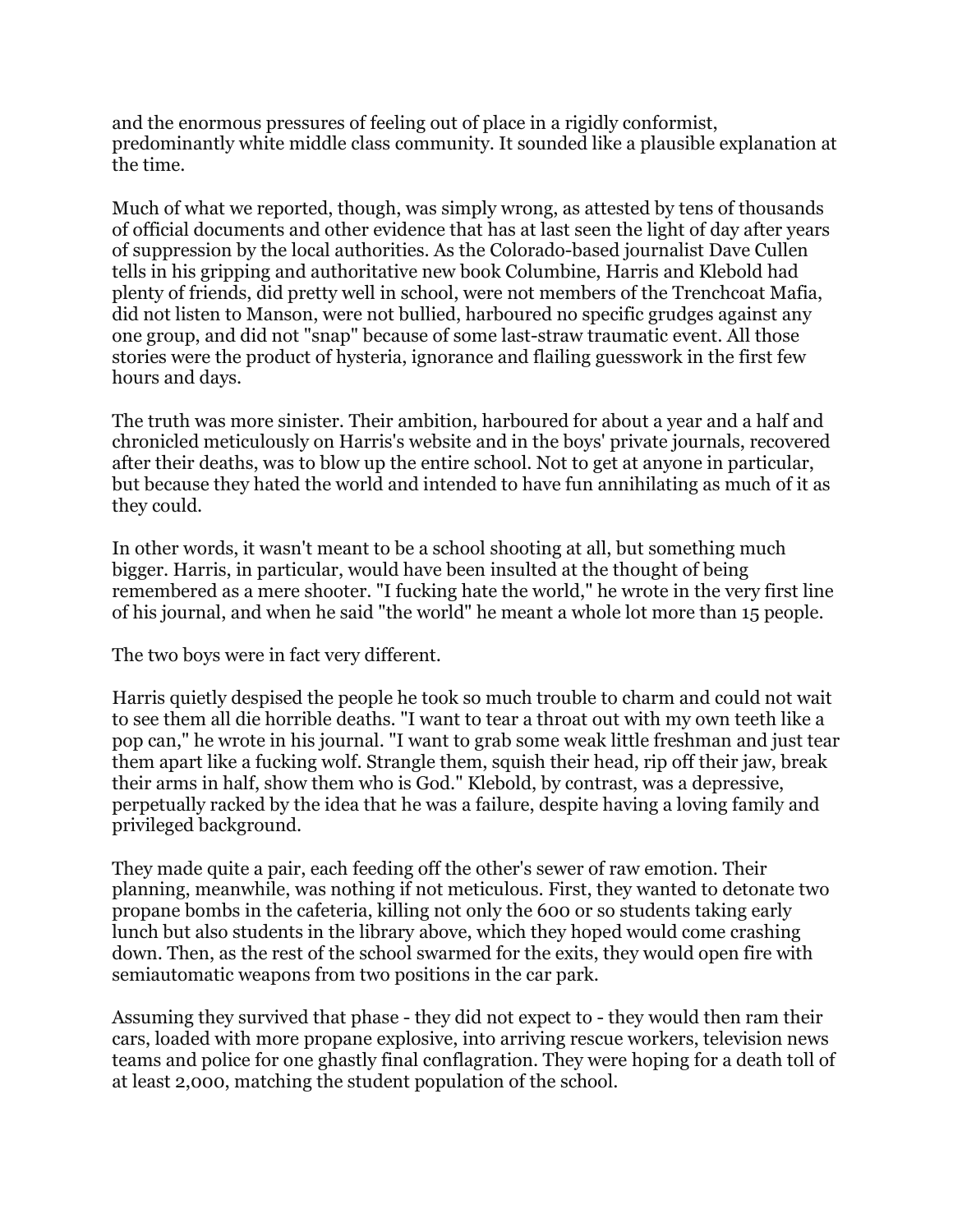and the enormous pressures of feeling out of place in a rigidly conformist, predominantly white middle class community. It sounded like a plausible explanation at the time.

Much of what we reported, though, was simply wrong, as attested by tens of thousands of official documents and other evidence that has at last seen the light of day after years of suppression by the local authorities. As the Colorado-based journalist Dave Cullen tells in his gripping and authoritative new book Columbine, Harris and Klebold had plenty of friends, did pretty well in school, were not members of the Trenchcoat Mafia, did not listen to Manson, were not bullied, harboured no specific grudges against any one group, and did not "snap" because of some last-straw traumatic event. All those stories were the product of hysteria, ignorance and flailing guesswork in the first few hours and days.

The truth was more sinister. Their ambition, harboured for about a year and a half and chronicled meticulously on Harris's website and in the boys' private journals, recovered after their deaths, was to blow up the entire school. Not to get at anyone in particular, but because they hated the world and intended to have fun annihilating as much of it as they could.

In other words, it wasn't meant to be a school shooting at all, but something much bigger. Harris, in particular, would have been insulted at the thought of being remembered as a mere shooter. "I fucking hate the world," he wrote in the very first line of his journal, and when he said "the world" he meant a whole lot more than 15 people.

The two boys were in fact very different.

Harris quietly despised the people he took so much trouble to charm and could not wait to see them all die horrible deaths. "I want to tear a throat out with my own teeth like a pop can," he wrote in his journal. "I want to grab some weak little freshman and just tear them apart like a fucking wolf. Strangle them, squish their head, rip off their jaw, break their arms in half, show them who is God." Klebold, by contrast, was a depressive, perpetually racked by the idea that he was a failure, despite having a loving family and privileged background.

They made quite a pair, each feeding off the other's sewer of raw emotion. Their planning, meanwhile, was nothing if not meticulous. First, they wanted to detonate two propane bombs in the cafeteria, killing not only the 600 or so students taking early lunch but also students in the library above, which they hoped would come crashing down. Then, as the rest of the school swarmed for the exits, they would open fire with semiautomatic weapons from two positions in the car park.

Assuming they survived that phase - they did not expect to - they would then ram their cars, loaded with more propane explosive, into arriving rescue workers, television news teams and police for one ghastly final conflagration. They were hoping for a death toll of at least 2,000, matching the student population of the school.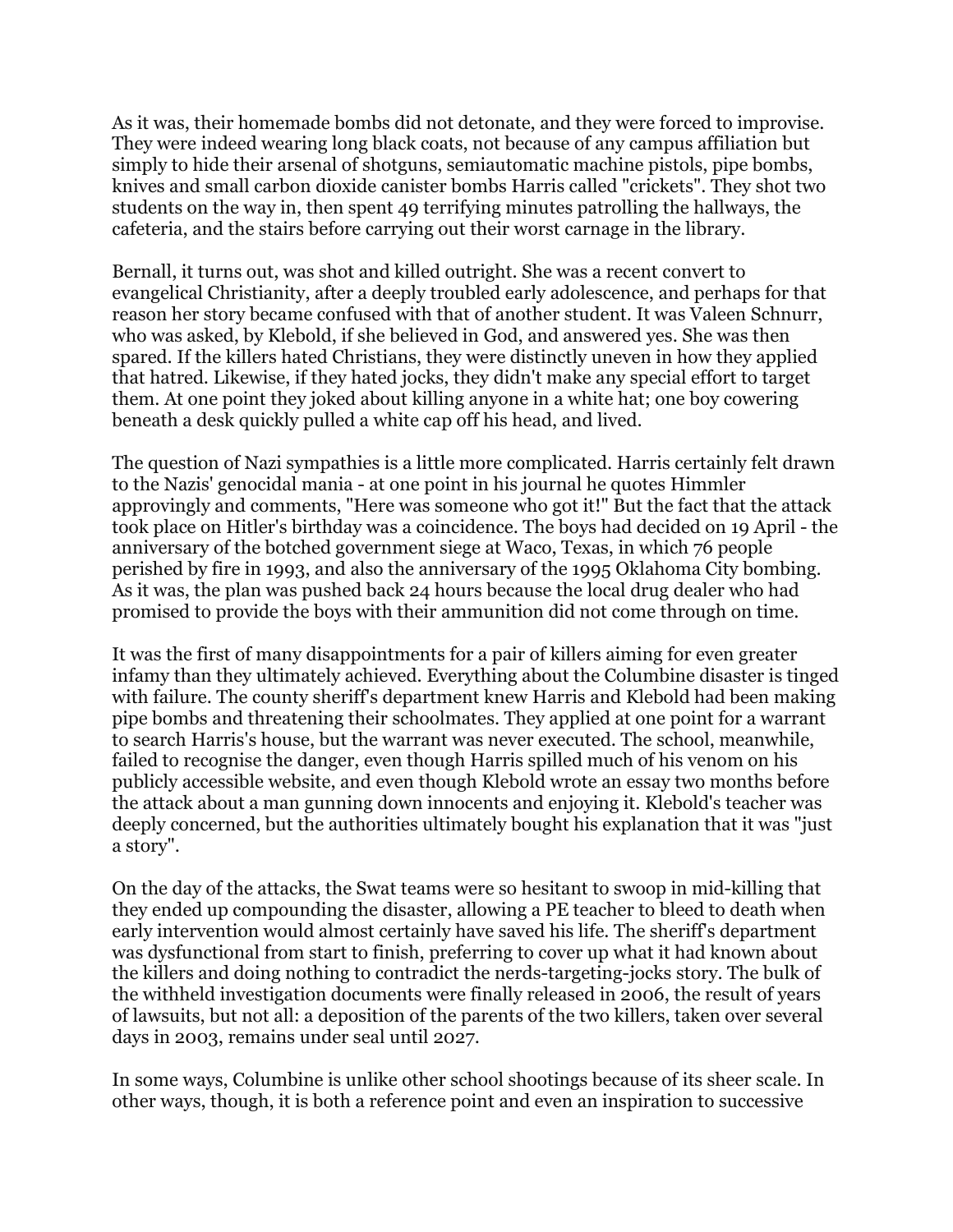As it was, their homemade bombs did not detonate, and they were forced to improvise. They were indeed wearing long black coats, not because of any campus affiliation but simply to hide their arsenal of shotguns, semiautomatic machine pistols, pipe bombs, knives and small carbon dioxide canister bombs Harris called "crickets". They shot two students on the way in, then spent 49 terrifying minutes patrolling the hallways, the cafeteria, and the stairs before carrying out their worst carnage in the library.

Bernall, it turns out, was shot and killed outright. She was a recent convert to evangelical Christianity, after a deeply troubled early adolescence, and perhaps for that reason her story became confused with that of another student. It was Valeen Schnurr, who was asked, by Klebold, if she believed in God, and answered yes. She was then spared. If the killers hated Christians, they were distinctly uneven in how they applied that hatred. Likewise, if they hated jocks, they didn't make any special effort to target them. At one point they joked about killing anyone in a white hat; one boy cowering beneath a desk quickly pulled a white cap off his head, and lived.

The question of Nazi sympathies is a little more complicated. Harris certainly felt drawn to the Nazis' genocidal mania - at one point in his journal he quotes Himmler approvingly and comments, "Here was someone who got it!" But the fact that the attack took place on Hitler's birthday was a coincidence. The boys had decided on 19 April - the anniversary of the botched government siege at Waco, Texas, in which 76 people perished by fire in 1993, and also the anniversary of the 1995 Oklahoma City bombing. As it was, the plan was pushed back 24 hours because the local drug dealer who had promised to provide the boys with their ammunition did not come through on time.

It was the first of many disappointments for a pair of killers aiming for even greater infamy than they ultimately achieved. Everything about the Columbine disaster is tinged with failure. The county sheriff's department knew Harris and Klebold had been making pipe bombs and threatening their schoolmates. They applied at one point for a warrant to search Harris's house, but the warrant was never executed. The school, meanwhile, failed to recognise the danger, even though Harris spilled much of his venom on his publicly accessible website, and even though Klebold wrote an essay two months before the attack about a man gunning down innocents and enjoying it. Klebold's teacher was deeply concerned, but the authorities ultimately bought his explanation that it was "just a story".

On the day of the attacks, the Swat teams were so hesitant to swoop in mid-killing that they ended up compounding the disaster, allowing a PE teacher to bleed to death when early intervention would almost certainly have saved his life. The sheriff's department was dysfunctional from start to finish, preferring to cover up what it had known about the killers and doing nothing to contradict the nerds-targeting-jocks story. The bulk of the withheld investigation documents were finally released in 2006, the result of years of lawsuits, but not all: a deposition of the parents of the two killers, taken over several days in 2003, remains under seal until 2027.

In some ways, Columbine is unlike other school shootings because of its sheer scale. In other ways, though, it is both a reference point and even an inspiration to successive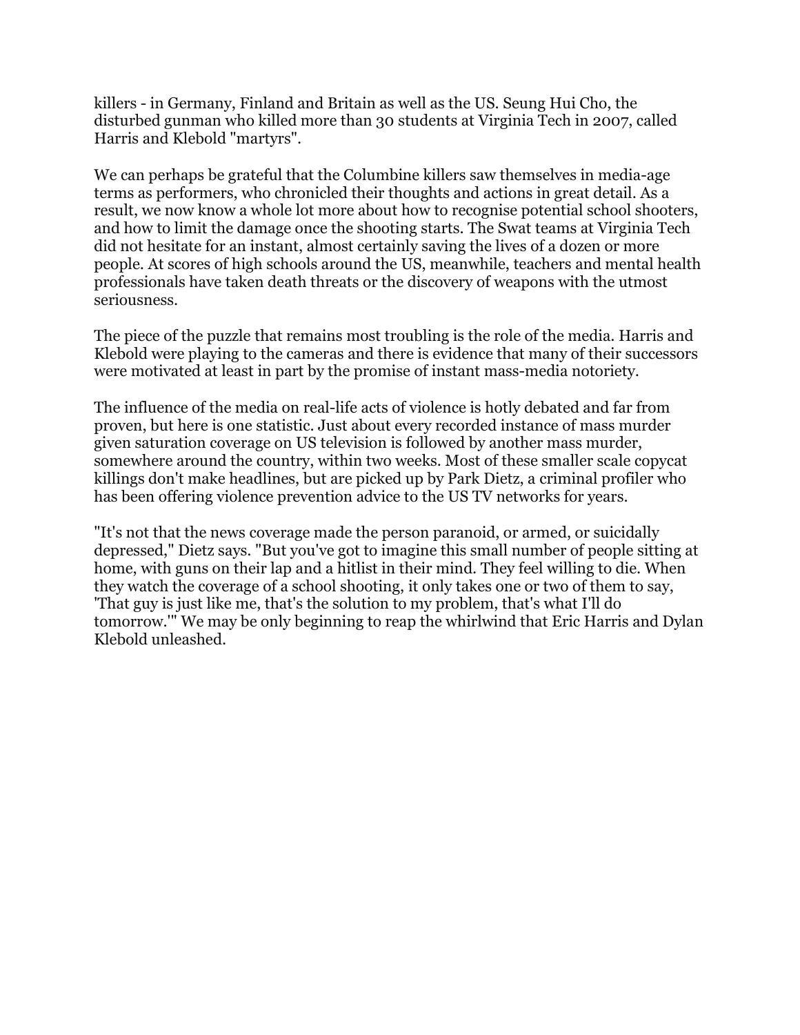killers - in Germany, Finland and Britain as well as the US. Seung Hui Cho, the disturbed gunman who killed more than 30 students at Virginia Tech in 2007, called Harris and Klebold "martyrs".

We can perhaps be grateful that the Columbine killers saw themselves in media-age terms as performers, who chronicled their thoughts and actions in great detail. As a result, we now know a whole lot more about how to recognise potential school shooters, and how to limit the damage once the shooting starts. The Swat teams at Virginia Tech did not hesitate for an instant, almost certainly saving the lives of a dozen or more people. At scores of high schools around the US, meanwhile, teachers and mental health professionals have taken death threats or the discovery of weapons with the utmost seriousness.

The piece of the puzzle that remains most troubling is the role of the media. Harris and Klebold were playing to the cameras and there is evidence that many of their successors were motivated at least in part by the promise of instant mass-media notoriety.

The influence of the media on real-life acts of violence is hotly debated and far from proven, but here is one statistic. Just about every recorded instance of mass murder given saturation coverage on US television is followed by another mass murder, somewhere around the country, within two weeks. Most of these smaller scale copycat killings don't make headlines, but are picked up by Park Dietz, a criminal profiler who has been offering violence prevention advice to the US TV networks for years.

"It's not that the news coverage made the person paranoid, or armed, or suicidally depressed," Dietz says. "But you've got to imagine this small number of people sitting at home, with guns on their lap and a hitlist in their mind. They feel willing to die. When they watch the coverage of a school shooting, it only takes one or two of them to say, 'That guy is just like me, that's the solution to my problem, that's what I'll do tomorrow.'" We may be only beginning to reap the whirlwind that Eric Harris and Dylan Klebold unleashed.